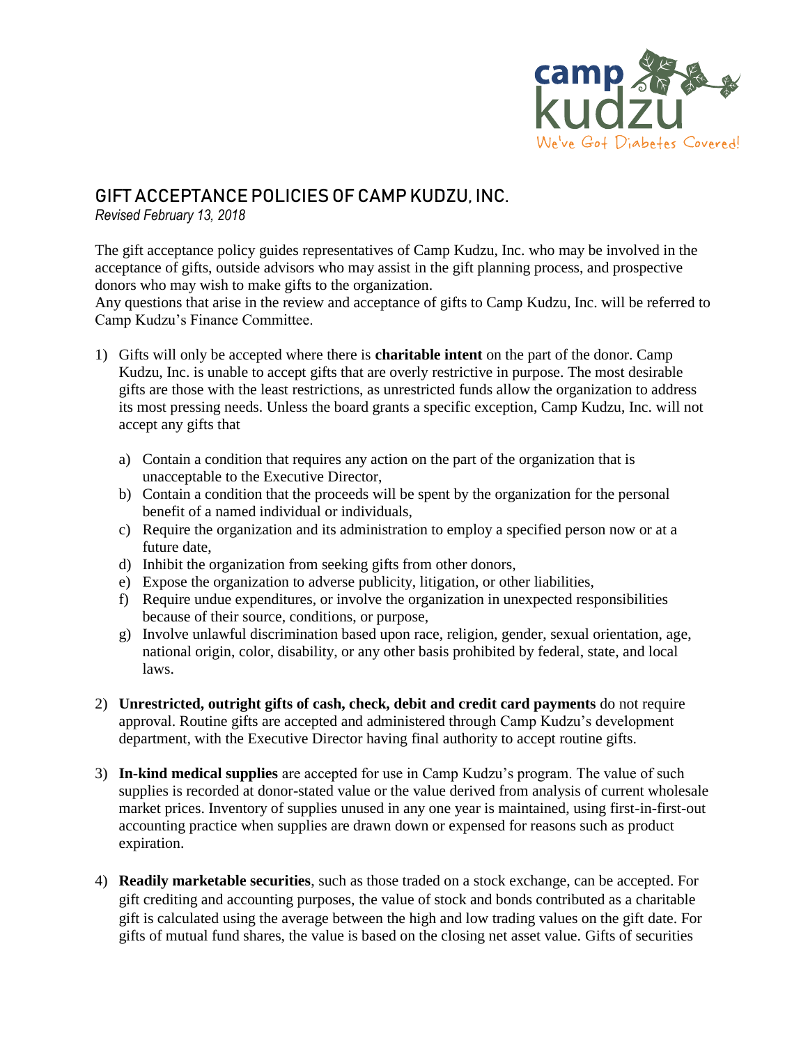camp kudzu
We've Got Diabetes Covered!

# GIFT ACCEPTANCE POLICIES OF CAMP KUDZU, INC.

*Revised February 13, 2018*

The gift acceptance policy guides representatives of Camp Kudzu, Inc. who may be involved in the acceptance of gifts, outside advisors who may assist in the gift planning process, and prospective donors who may wish to make gifts to the organization.
Any questions that arise in the review and acceptance of gifts to Camp Kudzu, Inc. will be referred to Camp Kudzu's Finance Committee.

1) Gifts will only be accepted where there is **charitable intent** on the part of the donor. Camp Kudzu, Inc. is unable to accept gifts that are overly restrictive in purpose. The most desirable gifts are those with the least restrictions, as unrestricted funds allow the organization to address its most pressing needs. Unless the board grants a specific exception, Camp Kudzu, Inc. will not accept any gifts that

   a) Contain a condition that requires any action on the part of the organization that is unacceptable to the Executive Director,
   b) Contain a condition that the proceeds will be spent by the organization for the personal benefit of a named individual or individuals,
   c) Require the organization and its administration to employ a specified person now or at a future date,
   d) Inhibit the organization from seeking gifts from other donors,
   e) Expose the organization to adverse publicity, litigation, or other liabilities,
   f) Require undue expenditures, or involve the organization in unexpected responsibilities because of their source, conditions, or purpose,
   g) Involve unlawful discrimination based upon race, religion, gender, sexual orientation, age, national origin, color, disability, or any other basis prohibited by federal, state, and local laws.

2) **Unrestricted, outright gifts of cash, check, debit and credit card payments** do not require approval. Routine gifts are accepted and administered through Camp Kudzu's development department, with the Executive Director having final authority to accept routine gifts.

3) **In-kind medical supplies** are accepted for use in Camp Kudzu's program. The value of such supplies is recorded at donor-stated value or the value derived from analysis of current wholesale market prices. Inventory of supplies unused in any one year is maintained, using first-in-first-out accounting practice when supplies are drawn down or expensed for reasons such as product expiration.

4) **Readily marketable securities**, such as those traded on a stock exchange, can be accepted. For gift crediting and accounting purposes, the value of stock and bonds contributed as a charitable gift is calculated using the average between the high and low trading values on the gift date. For gifts of mutual fund shares, the value is based on the closing net asset value. Gifts of securities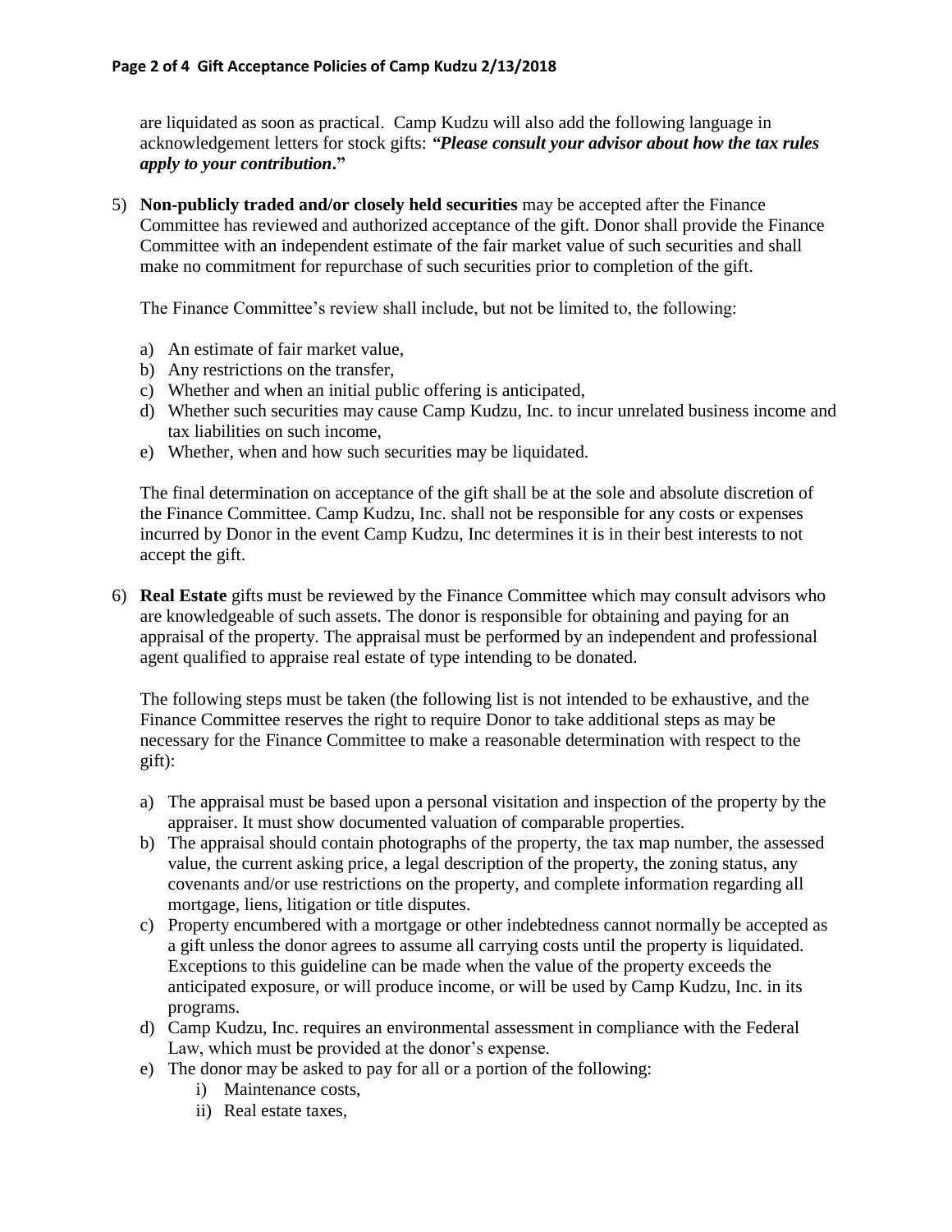are liquidated as soon as practical. Camp Kudzu will also add the following language in acknowledgement letters for stock gifts: ***"Please consult your advisor about how the tax rules apply to your contribution.***"

5) **Non-publicly traded and/or closely held securities** may be accepted after the Finance Committee has reviewed and authorized acceptance of the gift. Donor shall provide the Finance Committee with an independent estimate of the fair market value of such securities and shall make no commitment for repurchase of such securities prior to completion of the gift.

   The Finance Committee's review shall include, but not be limited to, the following:

   a) An estimate of fair market value,
   b) Any restrictions on the transfer,
   c) Whether and when an initial public offering is anticipated,
   d) Whether such securities may cause Camp Kudzu, Inc. to incur unrelated business income and tax liabilities on such income,
   e) Whether, when and how such securities may be liquidated.

   The final determination on acceptance of the gift shall be at the sole and absolute discretion of the Finance Committee. Camp Kudzu, Inc. shall not be responsible for any costs or expenses incurred by Donor in the event Camp Kudzu, Inc determines it is in their best interests to not accept the gift.

6) **Real Estate** gifts must be reviewed by the Finance Committee which may consult advisors who are knowledgeable of such assets. The donor is responsible for obtaining and paying for an appraisal of the property. The appraisal must be performed by an independent and professional agent qualified to appraise real estate of type intending to be donated.

   The following steps must be taken (the following list is not intended to be exhaustive, and the Finance Committee reserves the right to require Donor to take additional steps as may be necessary for the Finance Committee to make a reasonable determination with respect to the gift):

   a) The appraisal must be based upon a personal visitation and inspection of the property by the appraiser. It must show documented valuation of comparable properties.
   b) The appraisal should contain photographs of the property, the tax map number, the assessed value, the current asking price, a legal description of the property, the zoning status, any covenants and/or use restrictions on the property, and complete information regarding all mortgage, liens, litigation or title disputes.
   c) Property encumbered with a mortgage or other indebtedness cannot normally be accepted as a gift unless the donor agrees to assume all carrying costs until the property is liquidated. Exceptions to this guideline can be made when the value of the property exceeds the anticipated exposure, or will produce income, or will be used by Camp Kudzu, Inc. in its programs.
   d) Camp Kudzu, Inc. requires an environmental assessment in compliance with the Federal Law, which must be provided at the donor's expense.
   e) The donor may be asked to pay for all or a portion of the following:
      i) Maintenance costs,
      ii) Real estate taxes,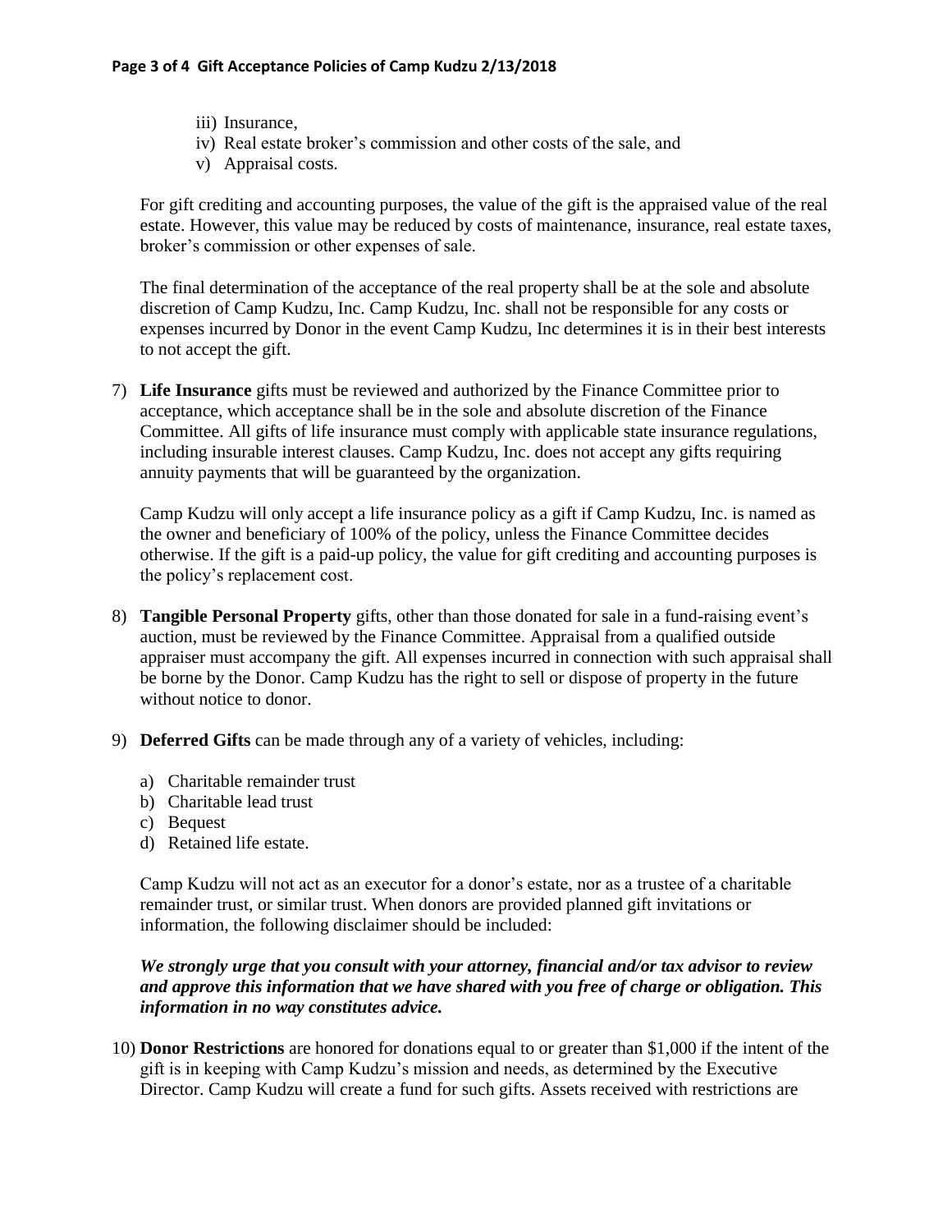iii) Insurance,
iv) Real estate broker's commission and other costs of the sale, and
v) Appraisal costs.

For gift crediting and accounting purposes, the value of the gift is the appraised value of the real estate. However, this value may be reduced by costs of maintenance, insurance, real estate taxes, broker's commission or other expenses of sale.

The final determination of the acceptance of the real property shall be at the sole and absolute discretion of Camp Kudzu, Inc. Camp Kudzu, Inc. shall not be responsible for any costs or expenses incurred by Donor in the event Camp Kudzu, Inc determines it is in their best interests to not accept the gift.

7) **Life Insurance** gifts must be reviewed and authorized by the Finance Committee prior to acceptance, which acceptance shall be in the sole and absolute discretion of the Finance Committee. All gifts of life insurance must comply with applicable state insurance regulations, including insurable interest clauses. Camp Kudzu, Inc. does not accept any gifts requiring annuity payments that will be guaranteed by the organization.

   Camp Kudzu will only accept a life insurance policy as a gift if Camp Kudzu, Inc. is named as the owner and beneficiary of 100% of the policy, unless the Finance Committee decides otherwise. If the gift is a paid-up policy, the value for gift crediting and accounting purposes is the policy's replacement cost.

8) **Tangible Personal Property** gifts, other than those donated for sale in a fund-raising event's auction, must be reviewed by the Finance Committee. Appraisal from a qualified outside appraiser must accompany the gift. All expenses incurred in connection with such appraisal shall be borne by the Donor. Camp Kudzu has the right to sell or dispose of property in the future without notice to donor.

9) **Deferred Gifts** can be made through any of a variety of vehicles, including:

   a) Charitable remainder trust
   b) Charitable lead trust
   c) Bequest
   d) Retained life estate.

   Camp Kudzu will not act as an executor for a donor's estate, nor as a trustee of a charitable remainder trust, or similar trust. When donors are provided planned gift invitations or information, the following disclaimer should be included:

   ***We strongly urge that you consult with your attorney, financial and/or tax advisor to review and approve this information that we have shared with you free of charge or obligation. This information in no way constitutes advice.***

10) **Donor Restrictions** are honored for donations equal to or greater than $1,000 if the intent of the gift is in keeping with Camp Kudzu's mission and needs, as determined by the Executive Director. Camp Kudzu will create a fund for such gifts. Assets received with restrictions are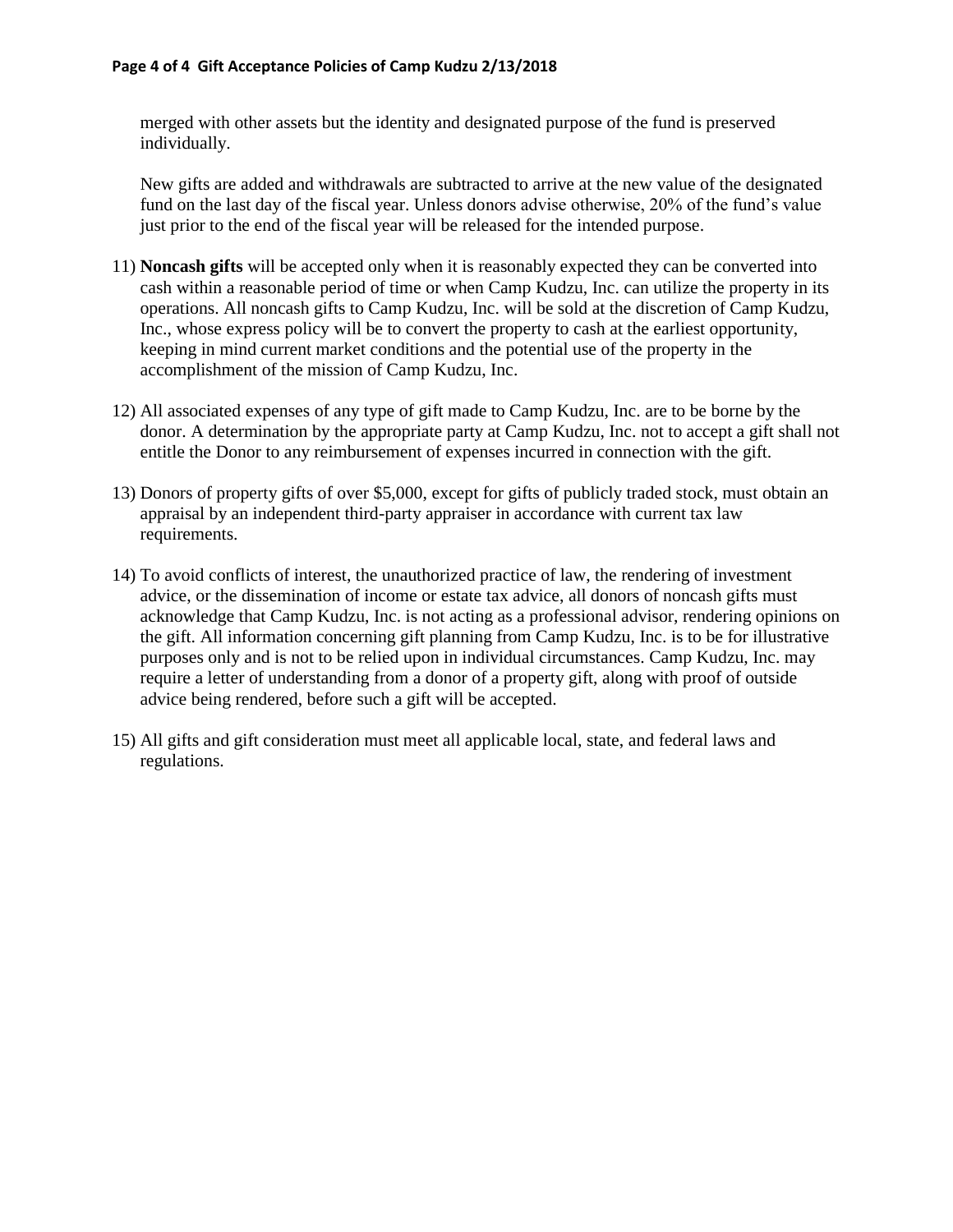merged with other assets but the identity and designated purpose of the fund is preserved individually.

New gifts are added and withdrawals are subtracted to arrive at the new value of the designated fund on the last day of the fiscal year. Unless donors advise otherwise, 20% of the fund's value just prior to the end of the fiscal year will be released for the intended purpose.

11) **Noncash gifts** will be accepted only when it is reasonably expected they can be converted into cash within a reasonable period of time or when Camp Kudzu, Inc. can utilize the property in its operations. All noncash gifts to Camp Kudzu, Inc. will be sold at the discretion of Camp Kudzu, Inc., whose express policy will be to convert the property to cash at the earliest opportunity, keeping in mind current market conditions and the potential use of the property in the accomplishment of the mission of Camp Kudzu, Inc.

12) All associated expenses of any type of gift made to Camp Kudzu, Inc. are to be borne by the donor. A determination by the appropriate party at Camp Kudzu, Inc. not to accept a gift shall not entitle the Donor to any reimbursement of expenses incurred in connection with the gift.

13) Donors of property gifts of over $5,000, except for gifts of publicly traded stock, must obtain an appraisal by an independent third-party appraiser in accordance with current tax law requirements.

14) To avoid conflicts of interest, the unauthorized practice of law, the rendering of investment advice, or the dissemination of income or estate tax advice, all donors of noncash gifts must acknowledge that Camp Kudzu, Inc. is not acting as a professional advisor, rendering opinions on the gift. All information concerning gift planning from Camp Kudzu, Inc. is to be for illustrative purposes only and is not to be relied upon in individual circumstances. Camp Kudzu, Inc. may require a letter of understanding from a donor of a property gift, along with proof of outside advice being rendered, before such a gift will be accepted.

15) All gifts and gift consideration must meet all applicable local, state, and federal laws and regulations.